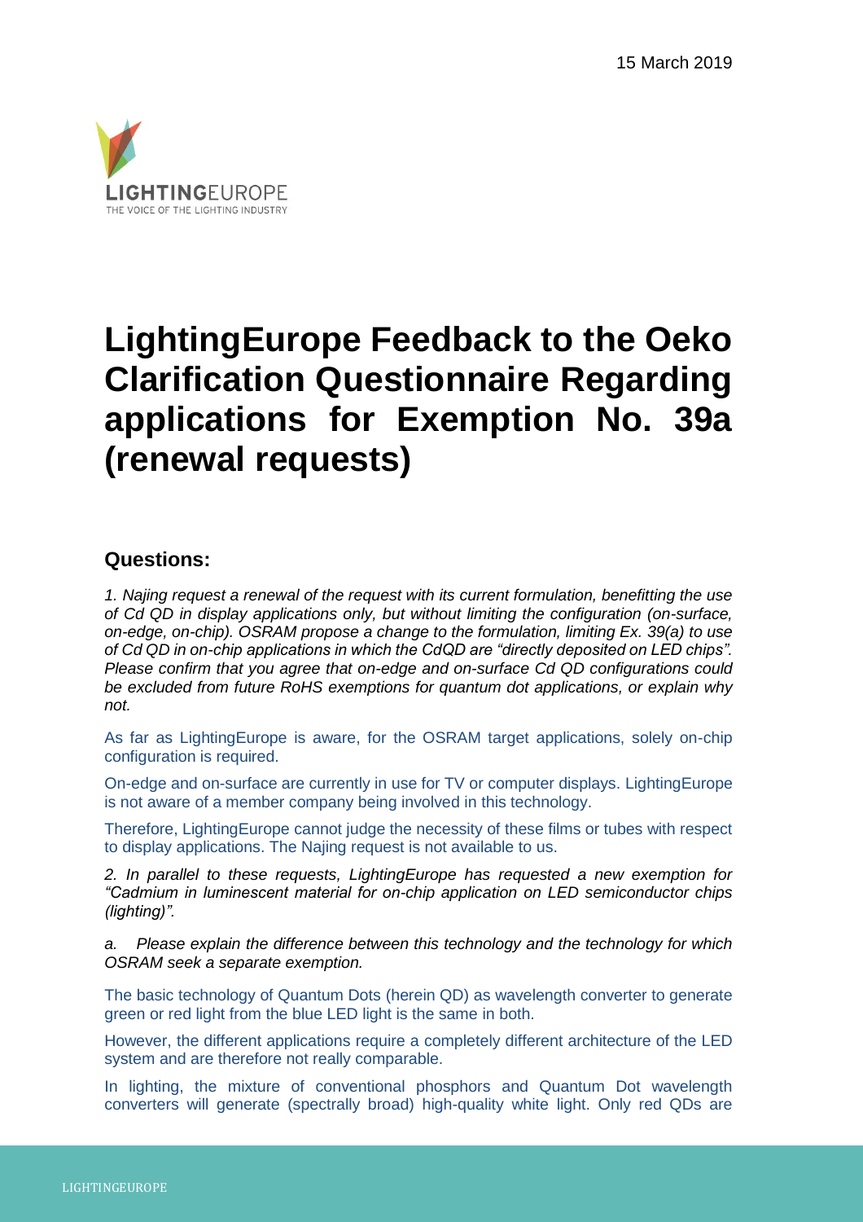15 March 2019

LIGHTINGEUROPE
THE VOICE OF THE LIGHTING INDUSTRY

# LightingEurope Feedback to the Oeko Clarification Questionnaire Regarding applications for Exemption No. 39a (renewal requests)

## Questions:

*1. Najing request a renewal of the request with its current formulation, benefitting the use of Cd QD in display applications only, but without limiting the configuration (on-surface, on-edge, on-chip). OSRAM propose a change to the formulation, limiting Ex. 39(a) to use of Cd QD in on-chip applications in which the CdQD are "directly deposited on LED chips". Please confirm that you agree that on-edge and on-surface Cd QD configurations could be excluded from future RoHS exemptions for quantum dot applications, or explain why not.*

As far as LightingEurope is aware, for the OSRAM target applications, solely on-chip configuration is required.

On-edge and on-surface are currently in use for TV or computer displays. LightingEurope is not aware of a member company being involved in this technology.

Therefore, LightingEurope cannot judge the necessity of these films or tubes with respect to display applications. The Najing request is not available to us.

*2. In parallel to these requests, LightingEurope has requested a new exemption for "Cadmium in luminescent material for on-chip application on LED semiconductor chips (lighting)".*

*a. Please explain the difference between this technology and the technology for which OSRAM seek a separate exemption.*

The basic technology of Quantum Dots (herein QD) as wavelength converter to generate green or red light from the blue LED light is the same in both.

However, the different applications require a completely different architecture of the LED system and are therefore not really comparable.

In lighting, the mixture of conventional phosphors and Quantum Dot wavelength converters will generate (spectrally broad) high-quality white light. Only red QDs are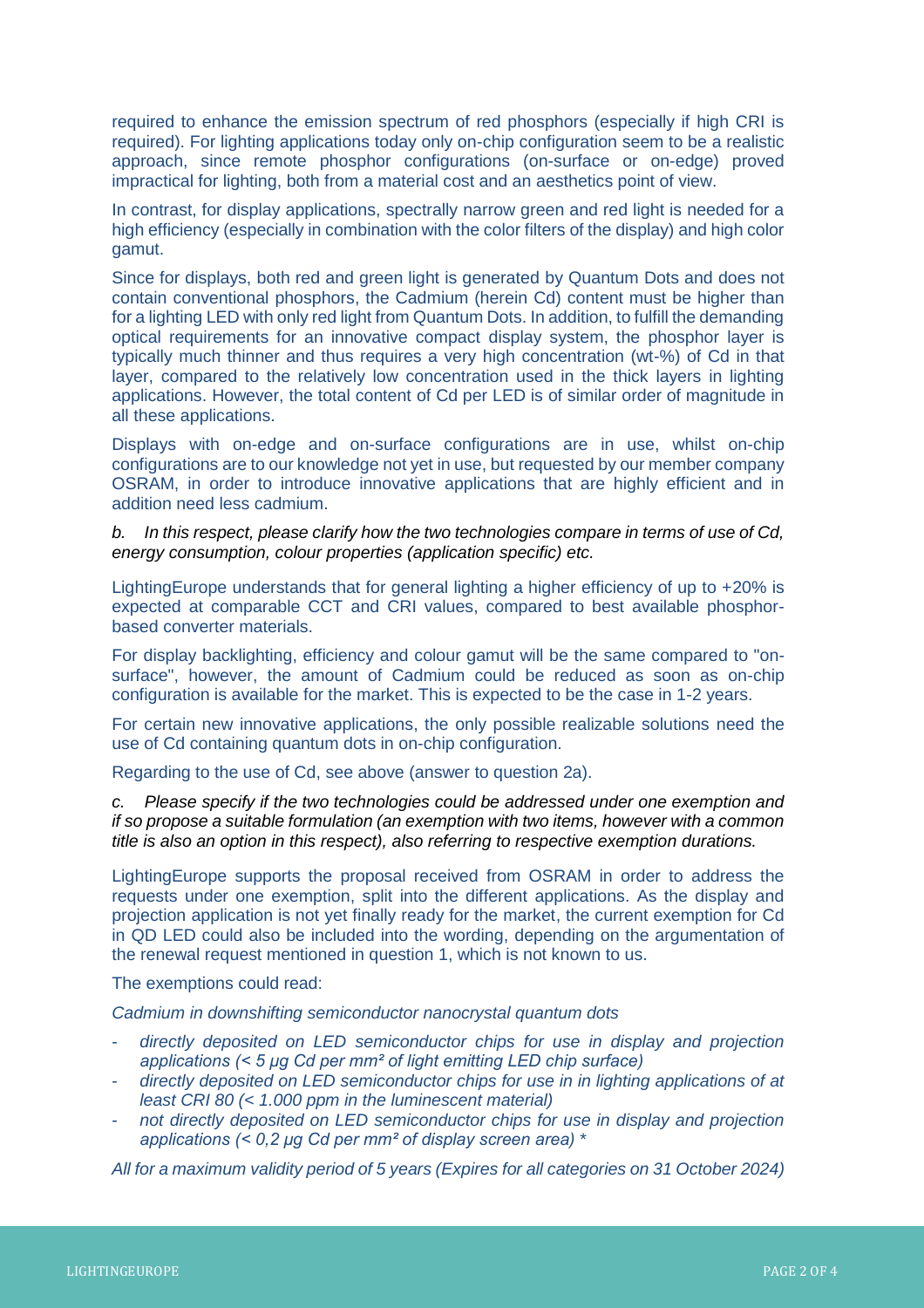required to enhance the emission spectrum of red phosphors (especially if high CRI is required). For lighting applications today only on-chip configuration seem to be a realistic approach, since remote phosphor configurations (on-surface or on-edge) proved impractical for lighting, both from a material cost and an aesthetics point of view.

In contrast, for display applications, spectrally narrow green and red light is needed for a high efficiency (especially in combination with the color filters of the display) and high color gamut.

Since for displays, both red and green light is generated by Quantum Dots and does not contain conventional phosphors, the Cadmium (herein Cd) content must be higher than for a lighting LED with only red light from Quantum Dots. In addition, to fulfill the demanding optical requirements for an innovative compact display system, the phosphor layer is typically much thinner and thus requires a very high concentration (wt-%) of Cd in that layer, compared to the relatively low concentration used in the thick layers in lighting applications. However, the total content of Cd per LED is of similar order of magnitude in all these applications.

Displays with on-edge and on-surface configurations are in use, whilst on-chip configurations are to our knowledge not yet in use, but requested by our member company OSRAM, in order to introduce innovative applications that are highly efficient and in addition need less cadmium.

*b. In this respect, please clarify how the two technologies compare in terms of use of Cd, energy consumption, colour properties (application specific) etc.*

LightingEurope understands that for general lighting a higher efficiency of up to +20% is expected at comparable CCT and CRI values, compared to best available phosphor-based converter materials.

For display backlighting, efficiency and colour gamut will be the same compared to "on-surface", however, the amount of Cadmium could be reduced as soon as on-chip configuration is available for the market. This is expected to be the case in 1-2 years.

For certain new innovative applications, the only possible realizable solutions need the use of Cd containing quantum dots in on-chip configuration.

Regarding to the use of Cd, see above (answer to question 2a).

*c. Please specify if the two technologies could be addressed under one exemption and if so propose a suitable formulation (an exemption with two items, however with a common title is also an option in this respect), also referring to respective exemption durations.*

LightingEurope supports the proposal received from OSRAM in order to address the requests under one exemption, split into the different applications. As the display and projection application is not yet finally ready for the market, the current exemption for Cd in QD LED could also be included into the wording, depending on the argumentation of the renewal request mentioned in question 1, which is not known to us.

The exemptions could read:

*Cadmium in downshifting semiconductor nanocrystal quantum dots*

- *directly deposited on LED semiconductor chips for use in display and projection applications (< 5 µg Cd per mm² of light emitting LED chip surface)*
- *directly deposited on LED semiconductor chips for use in in lighting applications of at least CRI 80 (< 1.000 ppm in the luminescent material)*
- *not directly deposited on LED semiconductor chips for use in display and projection applications (< 0,2 µg Cd per mm² of display screen area) **

*All for a maximum validity period of 5 years (Expires for all categories on 31 October 2024)*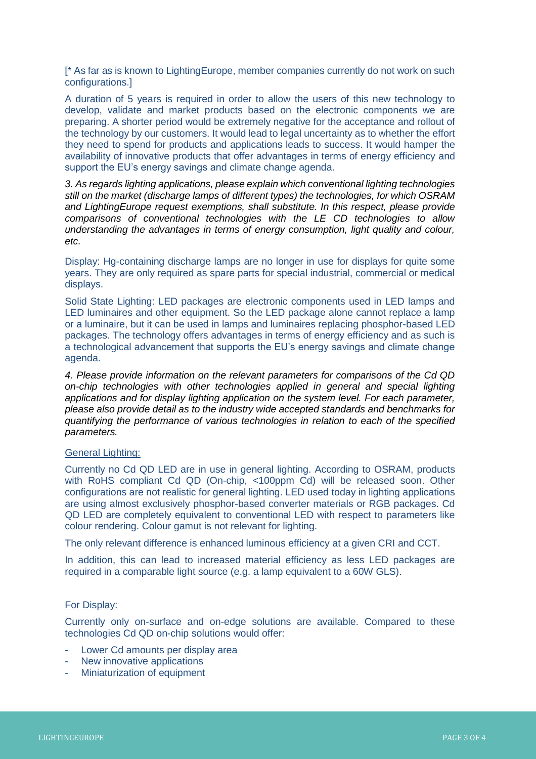[* As far as is known to LightingEurope, member companies currently do not work on such configurations.]

A duration of 5 years is required in order to allow the users of this new technology to develop, validate and market products based on the electronic components we are preparing. A shorter period would be extremely negative for the acceptance and rollout of the technology by our customers. It would lead to legal uncertainty as to whether the effort they need to spend for products and applications leads to success. It would hamper the availability of innovative products that offer advantages in terms of energy efficiency and support the EU's energy savings and climate change agenda.

*3. As regards lighting applications, please explain which conventional lighting technologies still on the market (discharge lamps of different types) the technologies, for which OSRAM and LightingEurope request exemptions, shall substitute. In this respect, please provide comparisons of conventional technologies with the LE CD technologies to allow understanding the advantages in terms of energy consumption, light quality and colour, etc.*

Display: Hg-containing discharge lamps are no longer in use for displays for quite some years. They are only required as spare parts for special industrial, commercial or medical displays.

Solid State Lighting: LED packages are electronic components used in LED lamps and LED luminaires and other equipment. So the LED package alone cannot replace a lamp or a luminaire, but it can be used in lamps and luminaires replacing phosphor-based LED packages. The technology offers advantages in terms of energy efficiency and as such is a technological advancement that supports the EU's energy savings and climate change agenda.

*4. Please provide information on the relevant parameters for comparisons of the Cd QD on-chip technologies with other technologies applied in general and special lighting applications and for display lighting application on the system level. For each parameter, please also provide detail as to the industry wide accepted standards and benchmarks for quantifying the performance of various technologies in relation to each of the specified parameters.*

General Lighting:

Currently no Cd QD LED are in use in general lighting. According to OSRAM, products with RoHS compliant Cd QD (On-chip, <100ppm Cd) will be released soon. Other configurations are not realistic for general lighting. LED used today in lighting applications are using almost exclusively phosphor-based converter materials or RGB packages. Cd QD LED are completely equivalent to conventional LED with respect to parameters like colour rendering. Colour gamut is not relevant for lighting.

The only relevant difference is enhanced luminous efficiency at a given CRI and CCT.

In addition, this can lead to increased material efficiency as less LED packages are required in a comparable light source (e.g. a lamp equivalent to a 60W GLS).

For Display:

Currently only on-surface and on-edge solutions are available. Compared to these technologies Cd QD on-chip solutions would offer:

- Lower Cd amounts per display area
- New innovative applications
- Miniaturization of equipment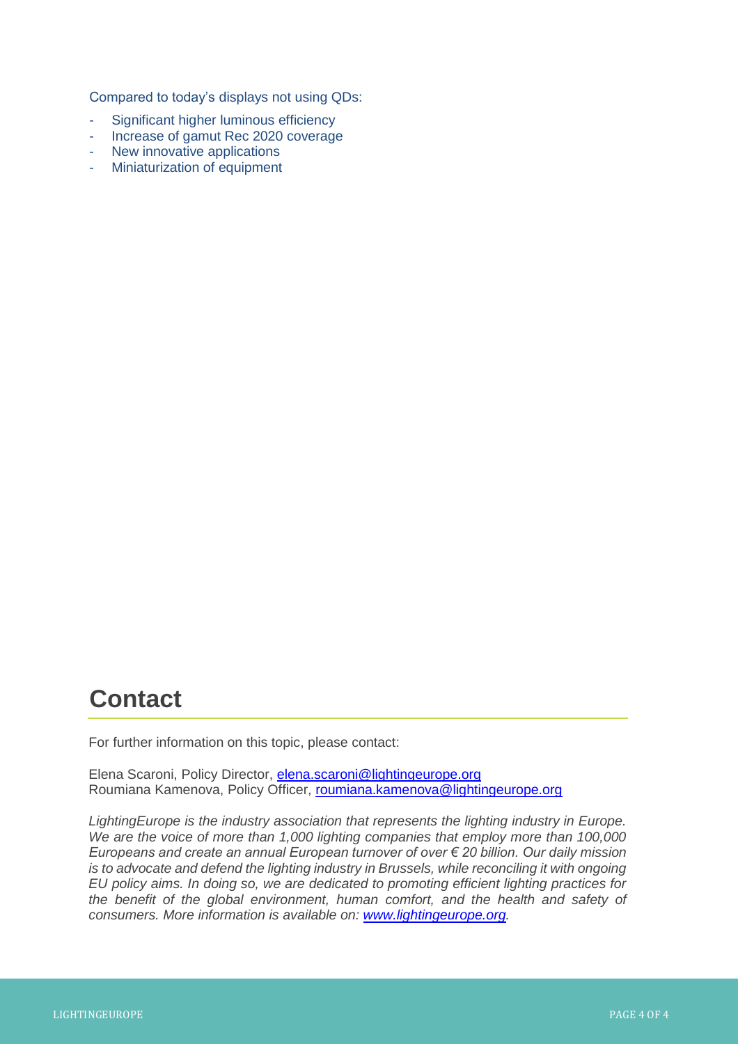Compared to today's displays not using QDs:

- Significant higher luminous efficiency
- Increase of gamut Rec 2020 coverage
- New innovative applications
- Miniaturization of equipment

# Contact

For further information on this topic, please contact:

Elena Scaroni, Policy Director, [elena.scaroni@lightingeurope.org](mailto:elena.scaroni@lightingeurope.org)
Roumiana Kamenova, Policy Officer, [roumiana.kamenova@lightingeurope.org](mailto:roumiana.kamenova@lightingeurope.org)

*LightingEurope is the industry association that represents the lighting industry in Europe. We are the voice of more than 1,000 lighting companies that employ more than 100,000 Europeans and create an annual European turnover of over € 20 billion. Our daily mission is to advocate and defend the lighting industry in Brussels, while reconciling it with ongoing EU policy aims. In doing so, we are dedicated to promoting efficient lighting practices for the benefit of the global environment, human comfort, and the health and safety of consumers. More information is available on: [www.lightingeurope.org](http://www.lightingeurope.org).*